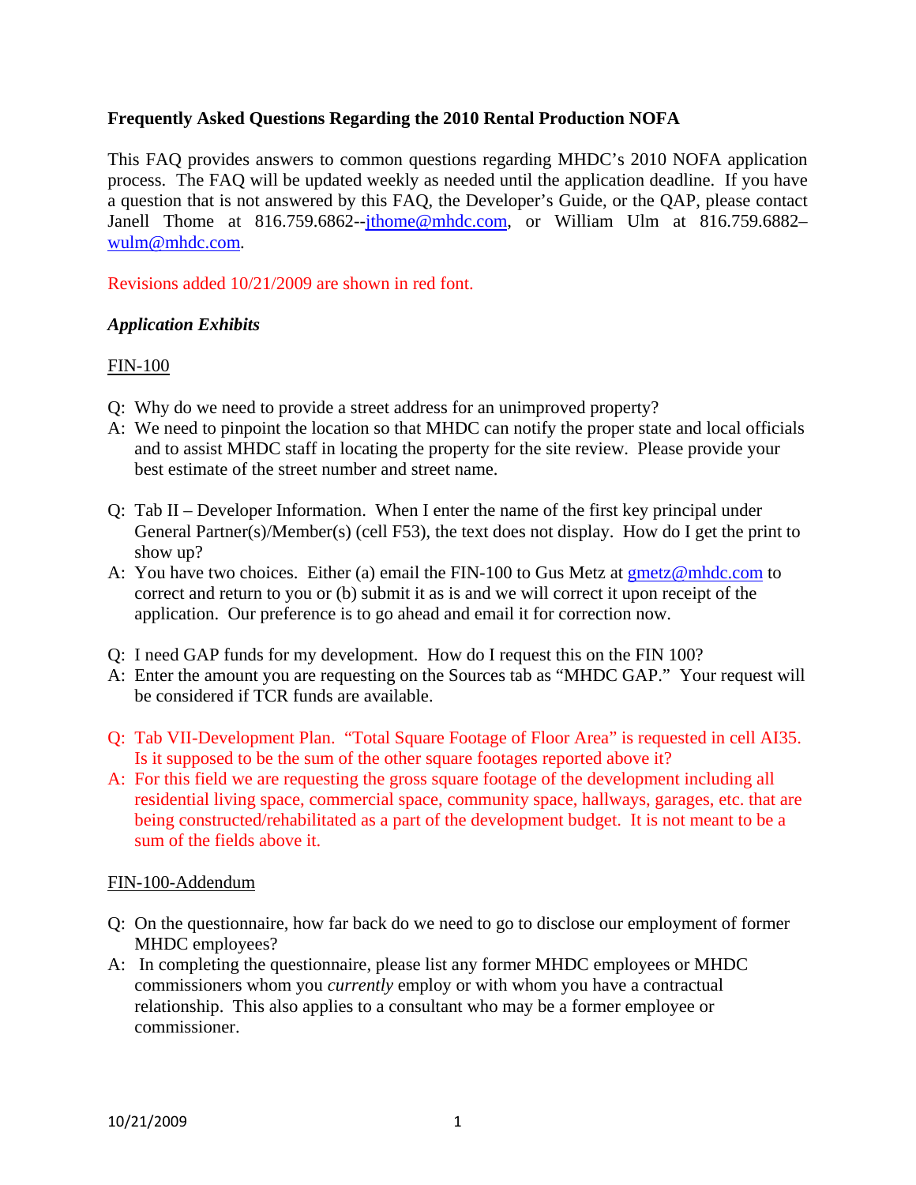**Frequently Asked Questions Regarding the 2010 Rental Production NOFA**

This FAQ provides answers to common questions regarding MHDC's 2010 NOFA application process. The FAQ will be updated weekly as needed until the application deadline. If you have a question that is not answered by this FAQ, the Developer's Guide, or the QAP, please contact Janell Thome at 816.759.6862--jthome@mhdc.com, or William Ulm at 816.759.6882–wulm@mhdc.com.

Revisions added 10/21/2009 are shown in red font.

***Application Exhibits***

FIN-100

Q: Why do we need to provide a street address for an unimproved property?
A: We need to pinpoint the location so that MHDC can notify the proper state and local officials and to assist MHDC staff in locating the property for the site review. Please provide your best estimate of the street number and street name.

Q: Tab II – Developer Information. When I enter the name of the first key principal under General Partner(s)/Member(s) (cell F53), the text does not display. How do I get the print to show up?
A: You have two choices. Either (a) email the FIN-100 to Gus Metz at gmetz@mhdc.com to correct and return to you or (b) submit it as is and we will correct it upon receipt of the application. Our preference is to go ahead and email it for correction now.

Q: I need GAP funds for my development. How do I request this on the FIN 100?
A: Enter the amount you are requesting on the Sources tab as "MHDC GAP." Your request will be considered if TCR funds are available.

Q: Tab VII-Development Plan. "Total Square Footage of Floor Area" is requested in cell AI35. Is it supposed to be the sum of the other square footages reported above it?
A: For this field we are requesting the gross square footage of the development including all residential living space, commercial space, community space, hallways, garages, etc. that are being constructed/rehabilitated as a part of the development budget. It is not meant to be a sum of the fields above it.

FIN-100-Addendum

Q: On the questionnaire, how far back do we need to go to disclose our employment of former MHDC employees?
A: In completing the questionnaire, please list any former MHDC employees or MHDC commissioners whom you *currently* employ or with whom you have a contractual relationship. This also applies to a consultant who may be a former employee or commissioner.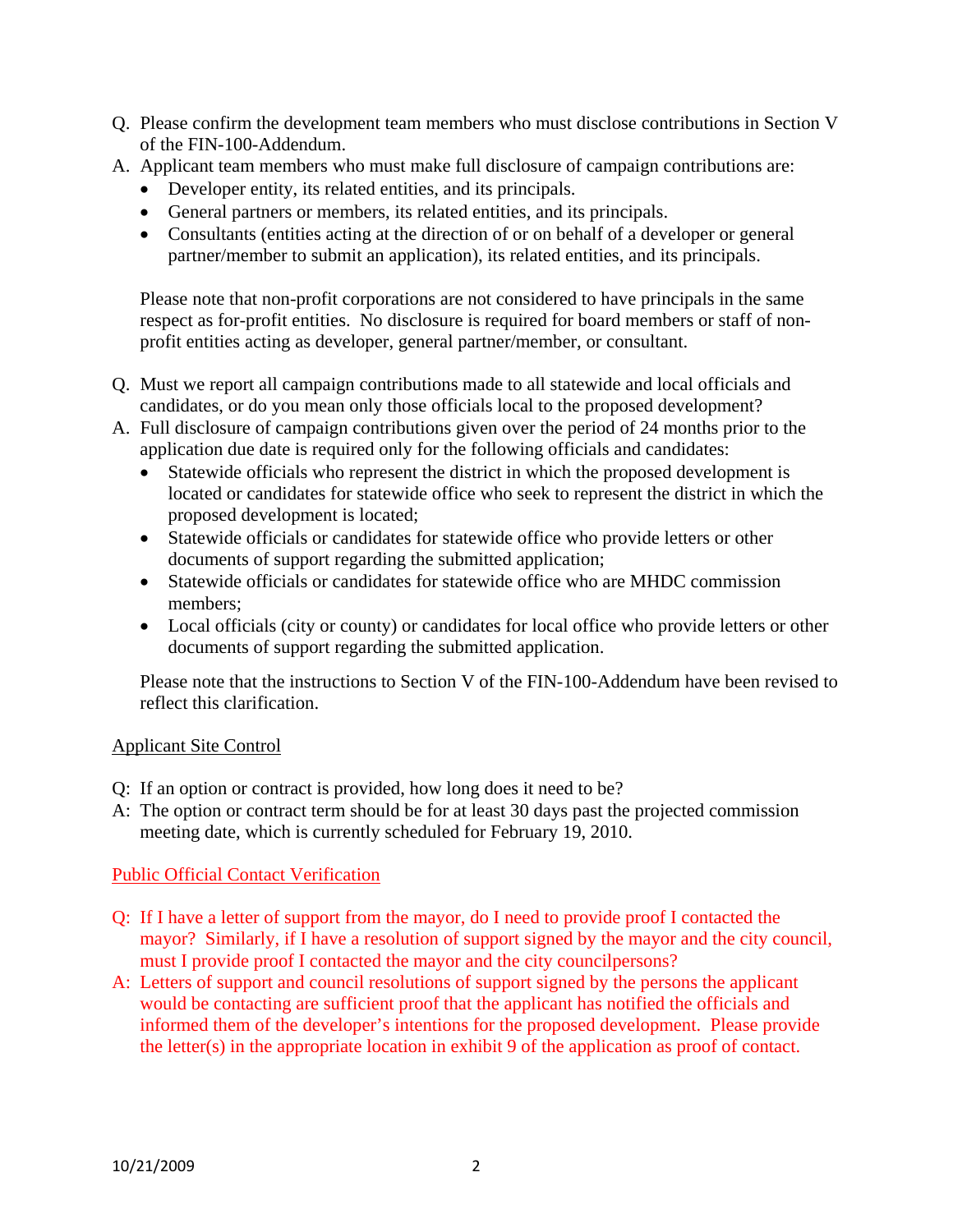Q. Please confirm the development team members who must disclose contributions in Section V of the FIN-100-Addendum.

A. Applicant team members who must make full disclosure of campaign contributions are:
   - Developer entity, its related entities, and its principals.
   - General partners or members, its related entities, and its principals.
   - Consultants (entities acting at the direction of or on behalf of a developer or general partner/member to submit an application), its related entities, and its principals.

   Please note that non-profit corporations are not considered to have principals in the same respect as for-profit entities. No disclosure is required for board members or staff of non-profit entities acting as developer, general partner/member, or consultant.

Q. Must we report all campaign contributions made to all statewide and local officials and candidates, or do you mean only those officials local to the proposed development?

A. Full disclosure of campaign contributions given over the period of 24 months prior to the application due date is required only for the following officials and candidates:
   - Statewide officials who represent the district in which the proposed development is located or candidates for statewide office who seek to represent the district in which the proposed development is located;
   - Statewide officials or candidates for statewide office who provide letters or other documents of support regarding the submitted application;
   - Statewide officials or candidates for statewide office who are MHDC commission members;
   - Local officials (city or county) or candidates for local office who provide letters or other documents of support regarding the submitted application.

   Please note that the instructions to Section V of the FIN-100-Addendum have been revised to reflect this clarification.

## Applicant Site Control

Q: If an option or contract is provided, how long does it need to be?

A: The option or contract term should be for at least 30 days past the projected commission meeting date, which is currently scheduled for February 19, 2010.

## Public Official Contact Verification

Q: If I have a letter of support from the mayor, do I need to provide proof I contacted the mayor? Similarly, if I have a resolution of support signed by the mayor and the city council, must I provide proof I contacted the mayor and the city councilpersons?

A: Letters of support and council resolutions of support signed by the persons the applicant would be contacting are sufficient proof that the applicant has notified the officials and informed them of the developer's intentions for the proposed development. Please provide the letter(s) in the appropriate location in exhibit 9 of the application as proof of contact.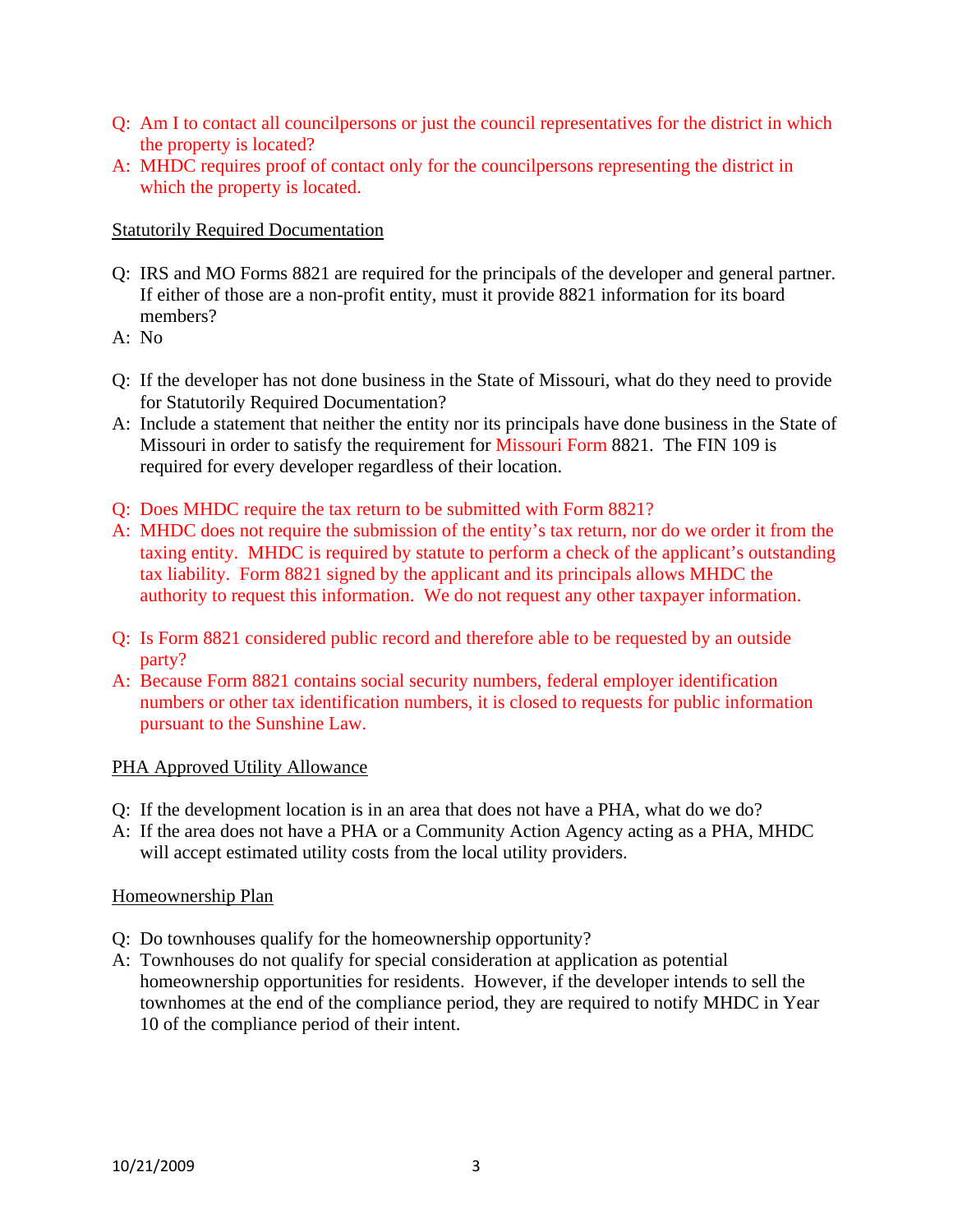Q: Am I to contact all councilpersons or just the council representatives for the district in which the property is located?

A: MHDC requires proof of contact only for the councilpersons representing the district in which the property is located.

<u>Statutorily Required Documentation</u>

Q: IRS and MO Forms 8821 are required for the principals of the developer and general partner. If either of those are a non-profit entity, must it provide 8821 information for its board members?

A: No

Q: If the developer has not done business in the State of Missouri, what do they need to provide for Statutorily Required Documentation?

A: Include a statement that neither the entity nor its principals have done business in the State of Missouri in order to satisfy the requirement for Missouri Form 8821. The FIN 109 is required for every developer regardless of their location.

Q: Does MHDC require the tax return to be submitted with Form 8821?

A: MHDC does not require the submission of the entity's tax return, nor do we order it from the taxing entity. MHDC is required by statute to perform a check of the applicant's outstanding tax liability. Form 8821 signed by the applicant and its principals allows MHDC the authority to request this information. We do not request any other taxpayer information.

Q: Is Form 8821 considered public record and therefore able to be requested by an outside party?

A: Because Form 8821 contains social security numbers, federal employer identification numbers or other tax identification numbers, it is closed to requests for public information pursuant to the Sunshine Law.

<u>PHA Approved Utility Allowance</u>

Q: If the development location is in an area that does not have a PHA, what do we do?

A: If the area does not have a PHA or a Community Action Agency acting as a PHA, MHDC will accept estimated utility costs from the local utility providers.

<u>Homeownership Plan</u>

Q: Do townhouses qualify for the homeownership opportunity?

A: Townhouses do not qualify for special consideration at application as potential homeownership opportunities for residents. However, if the developer intends to sell the townhomes at the end of the compliance period, they are required to notify MHDC in Year 10 of the compliance period of their intent.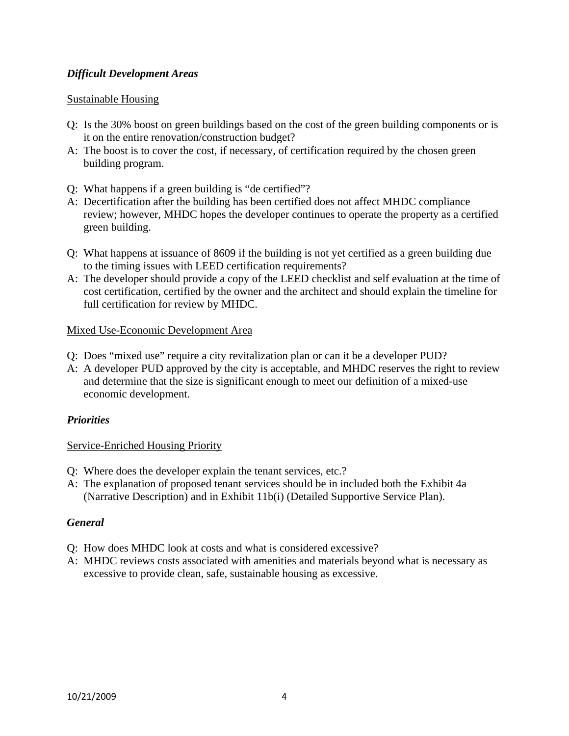***Difficult Development Areas***

Sustainable Housing

Q: Is the 30% boost on green buildings based on the cost of the green building components or is it on the entire renovation/construction budget?

A: The boost is to cover the cost, if necessary, of certification required by the chosen green building program.

Q: What happens if a green building is "de certified"?

A: Decertification after the building has been certified does not affect MHDC compliance review; however, MHDC hopes the developer continues to operate the property as a certified green building.

Q: What happens at issuance of 8609 if the building is not yet certified as a green building due to the timing issues with LEED certification requirements?

A: The developer should provide a copy of the LEED checklist and self evaluation at the time of cost certification, certified by the owner and the architect and should explain the timeline for full certification for review by MHDC.

Mixed Use-Economic Development Area

Q: Does "mixed use" require a city revitalization plan or can it be a developer PUD?

A: A developer PUD approved by the city is acceptable, and MHDC reserves the right to review and determine that the size is significant enough to meet our definition of a mixed-use economic development.

***Priorities***

Service-Enriched Housing Priority

Q: Where does the developer explain the tenant services, etc.?

A: The explanation of proposed tenant services should be in included both the Exhibit 4a (Narrative Description) and in Exhibit 11b(i) (Detailed Supportive Service Plan).

***General***

Q: How does MHDC look at costs and what is considered excessive?

A: MHDC reviews costs associated with amenities and materials beyond what is necessary as excessive to provide clean, safe, sustainable housing as excessive.